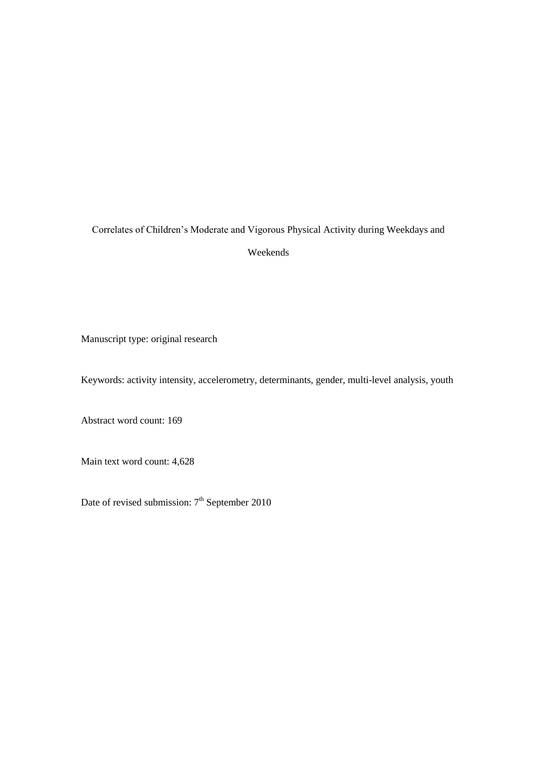# Correlates of Children's Moderate and Vigorous Physical Activity during Weekdays and Weekends

Manuscript type: original research

Keywords: activity intensity, accelerometry, determinants, gender, multi-level analysis, youth

Abstract word count: 169

Main text word count: 4,628

Date of revised submission: 7th September 2010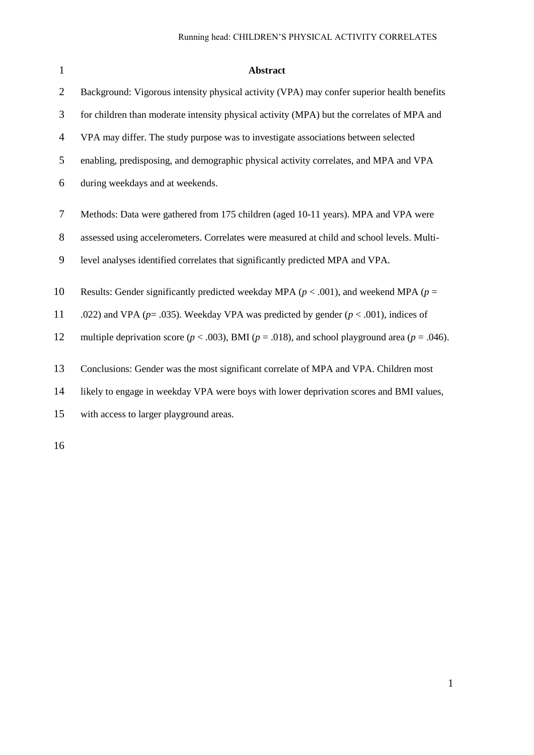## Abstract

Background: Vigorous intensity physical activity (VPA) may confer superior health benefits for children than moderate intensity physical activity (MPA) but the correlates of MPA and VPA may differ. The study purpose was to investigate associations between selected enabling, predisposing, and demographic physical activity correlates, and MPA and VPA during weekdays and at weekends.

Methods: Data were gathered from 175 children (aged 10-11 years). MPA and VPA were assessed using accelerometers. Correlates were measured at child and school levels. Multi-level analyses identified correlates that significantly predicted MPA and VPA.

Results: Gender significantly predicted weekday MPA ($p < .001$), and weekend MPA ($p = .022$) and VPA ($p = .035$). Weekday VPA was predicted by gender ($p < .001$), indices of multiple deprivation score ($p < .003$), BMI ($p = .018$), and school playground area ($p = .046$).

Conclusions: Gender was the most significant correlate of MPA and VPA. Children most likely to engage in weekday VPA were boys with lower deprivation scores and BMI values, with access to larger playground areas.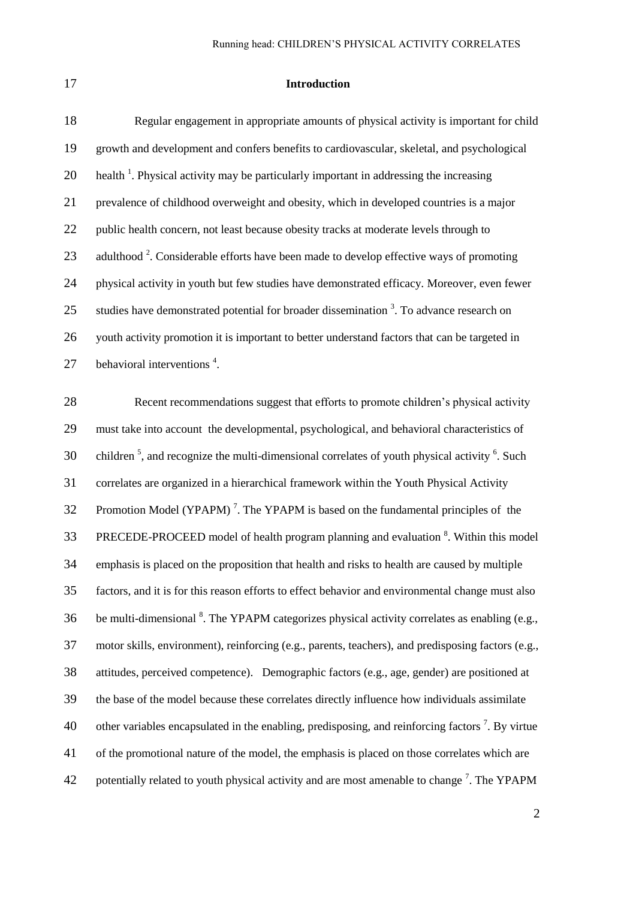## Introduction

Regular engagement in appropriate amounts of physical activity is important for child growth and development and confers benefits to cardiovascular, skeletal, and psychological health [1]. Physical activity may be particularly important in addressing the increasing prevalence of childhood overweight and obesity, which in developed countries is a major public health concern, not least because obesity tracks at moderate levels through to adulthood [2]. Considerable efforts have been made to develop effective ways of promoting physical activity in youth but few studies have demonstrated efficacy. Moreover, even fewer studies have demonstrated potential for broader dissemination [3]. To advance research on youth activity promotion it is important to better understand factors that can be targeted in behavioral interventions [4].

Recent recommendations suggest that efforts to promote children's physical activity must take into account the developmental, psychological, and behavioral characteristics of children [5], and recognize the multi-dimensional correlates of youth physical activity [6]. Such correlates are organized in a hierarchical framework within the Youth Physical Activity Promotion Model (YPAPM) [7]. The YPAPM is based on the fundamental principles of the PRECEDE-PROCEED model of health program planning and evaluation [8]. Within this model emphasis is placed on the proposition that health and risks to health are caused by multiple factors, and it is for this reason efforts to effect behavior and environmental change must also be multi-dimensional [8]. The YPAPM categorizes physical activity correlates as enabling (e.g., motor skills, environment), reinforcing (e.g., parents, teachers), and predisposing factors (e.g., attitudes, perceived competence). Demographic factors (e.g., age, gender) are positioned at the base of the model because these correlates directly influence how individuals assimilate other variables encapsulated in the enabling, predisposing, and reinforcing factors [7]. By virtue of the promotional nature of the model, the emphasis is placed on those correlates which are potentially related to youth physical activity and are most amenable to change [7]. The YPAPM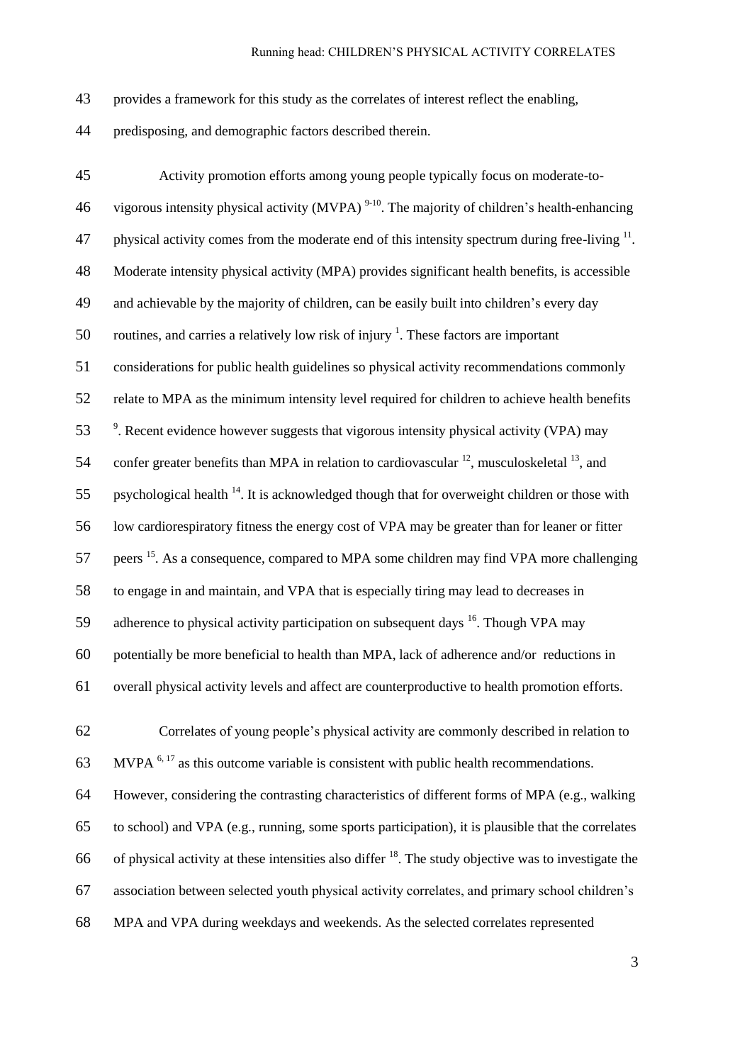provides a framework for this study as the correlates of interest reflect the enabling, predisposing, and demographic factors described therein.

Activity promotion efforts among young people typically focus on moderate-to-vigorous intensity physical activity (MVPA) [9-10]. The majority of children's health-enhancing physical activity comes from the moderate end of this intensity spectrum during free-living [11]. Moderate intensity physical activity (MPA) provides significant health benefits, is accessible and achievable by the majority of children, can be easily built into children's every day routines, and carries a relatively low risk of injury [1]. These factors are important considerations for public health guidelines so physical activity recommendations commonly relate to MPA as the minimum intensity level required for children to achieve health benefits [9]. Recent evidence however suggests that vigorous intensity physical activity (VPA) may confer greater benefits than MPA in relation to cardiovascular [12], musculoskeletal [13], and psychological health [14]. It is acknowledged though that for overweight children or those with low cardiorespiratory fitness the energy cost of VPA may be greater than for leaner or fitter peers [15]. As a consequence, compared to MPA some children may find VPA more challenging to engage in and maintain, and VPA that is especially tiring may lead to decreases in adherence to physical activity participation on subsequent days [16]. Though VPA may potentially be more beneficial to health than MPA, lack of adherence and/or reductions in overall physical activity levels and affect are counterproductive to health promotion efforts.

Correlates of young people's physical activity are commonly described in relation to MVPA [6, 17] as this outcome variable is consistent with public health recommendations. However, considering the contrasting characteristics of different forms of MPA (e.g., walking to school) and VPA (e.g., running, some sports participation), it is plausible that the correlates of physical activity at these intensities also differ [18]. The study objective was to investigate the association between selected youth physical activity correlates, and primary school children's MPA and VPA during weekdays and weekends. As the selected correlates represented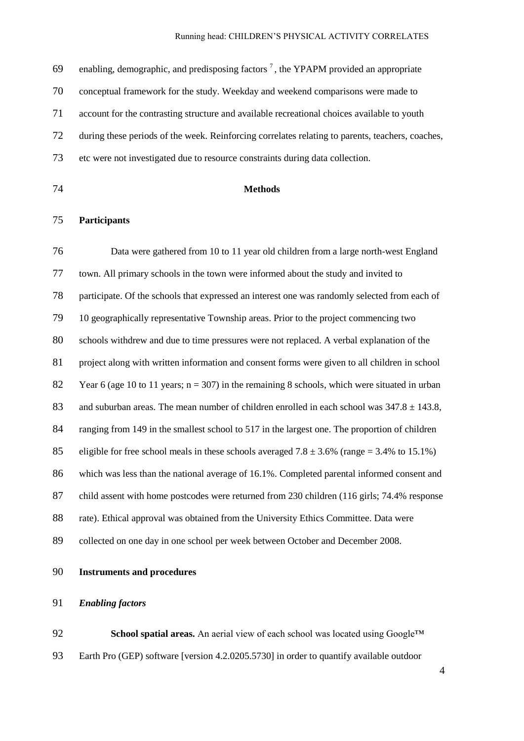enabling, demographic, and predisposing factors [7], the YPAPM provided an appropriate conceptual framework for the study. Weekday and weekend comparisons were made to account for the contrasting structure and available recreational choices available to youth during these periods of the week. Reinforcing correlates relating to parents, teachers, coaches, etc were not investigated due to resource constraints during data collection.

## Methods

### Participants

Data were gathered from 10 to 11 year old children from a large north-west England town. All primary schools in the town were informed about the study and invited to participate. Of the schools that expressed an interest one was randomly selected from each of 10 geographically representative Township areas. Prior to the project commencing two schools withdrew and due to time pressures were not replaced. A verbal explanation of the project along with written information and consent forms were given to all children in school Year 6 (age 10 to 11 years; n = 307) in the remaining 8 schools, which were situated in urban and suburban areas. The mean number of children enrolled in each school was 347.8 ± 143.8, ranging from 149 in the smallest school to 517 in the largest one. The proportion of children eligible for free school meals in these schools averaged 7.8 ± 3.6% (range = 3.4% to 15.1%) which was less than the national average of 16.1%. Completed parental informed consent and child assent with home postcodes were returned from 230 children (116 girls; 74.4% response rate). Ethical approval was obtained from the University Ethics Committee. Data were collected on one day in one school per week between October and December 2008.

### Instruments and procedures

#### *Enabling factors*

**School spatial areas.** An aerial view of each school was located using Google™ Earth Pro (GEP) software [version 4.2.0205.5730] in order to quantify available outdoor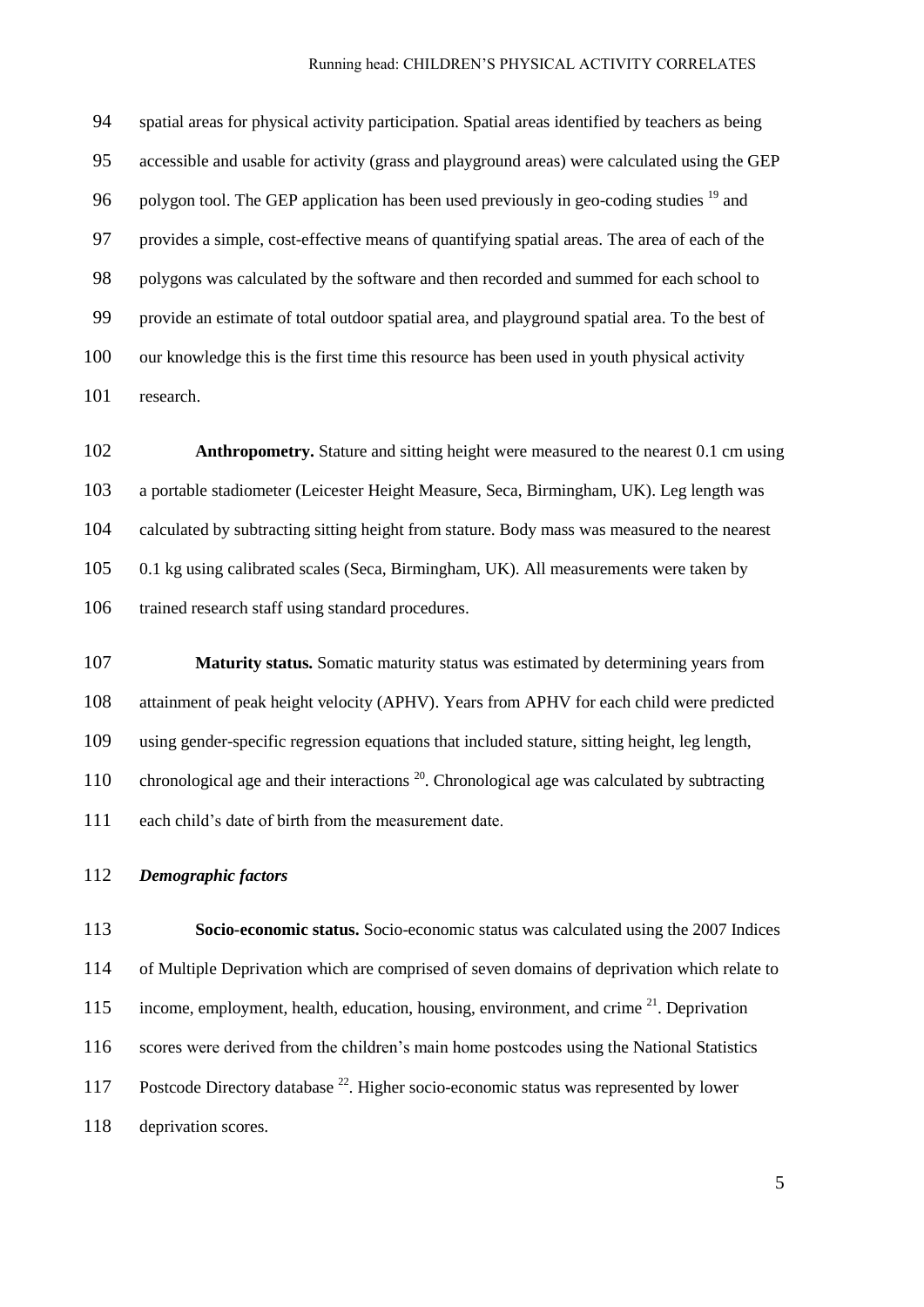spatial areas for physical activity participation. Spatial areas identified by teachers as being accessible and usable for activity (grass and playground areas) were calculated using the GEP polygon tool. The GEP application has been used previously in geo-coding studies [19] and provides a simple, cost-effective means of quantifying spatial areas. The area of each of the polygons was calculated by the software and then recorded and summed for each school to provide an estimate of total outdoor spatial area, and playground spatial area. To the best of our knowledge this is the first time this resource has been used in youth physical activity research.

**Anthropometry.** Stature and sitting height were measured to the nearest 0.1 cm using a portable stadiometer (Leicester Height Measure, Seca, Birmingham, UK). Leg length was calculated by subtracting sitting height from stature. Body mass was measured to the nearest 0.1 kg using calibrated scales (Seca, Birmingham, UK). All measurements were taken by trained research staff using standard procedures.

**Maturity status.** Somatic maturity status was estimated by determining years from attainment of peak height velocity (APHV). Years from APHV for each child were predicted using gender-specific regression equations that included stature, sitting height, leg length, chronological age and their interactions [20]. Chronological age was calculated by subtracting each child's date of birth from the measurement date.

***Demographic factors***

**Socio-economic status.** Socio-economic status was calculated using the 2007 Indices of Multiple Deprivation which are comprised of seven domains of deprivation which relate to income, employment, health, education, housing, environment, and crime [21]. Deprivation scores were derived from the children's main home postcodes using the National Statistics Postcode Directory database [22]. Higher socio-economic status was represented by lower deprivation scores.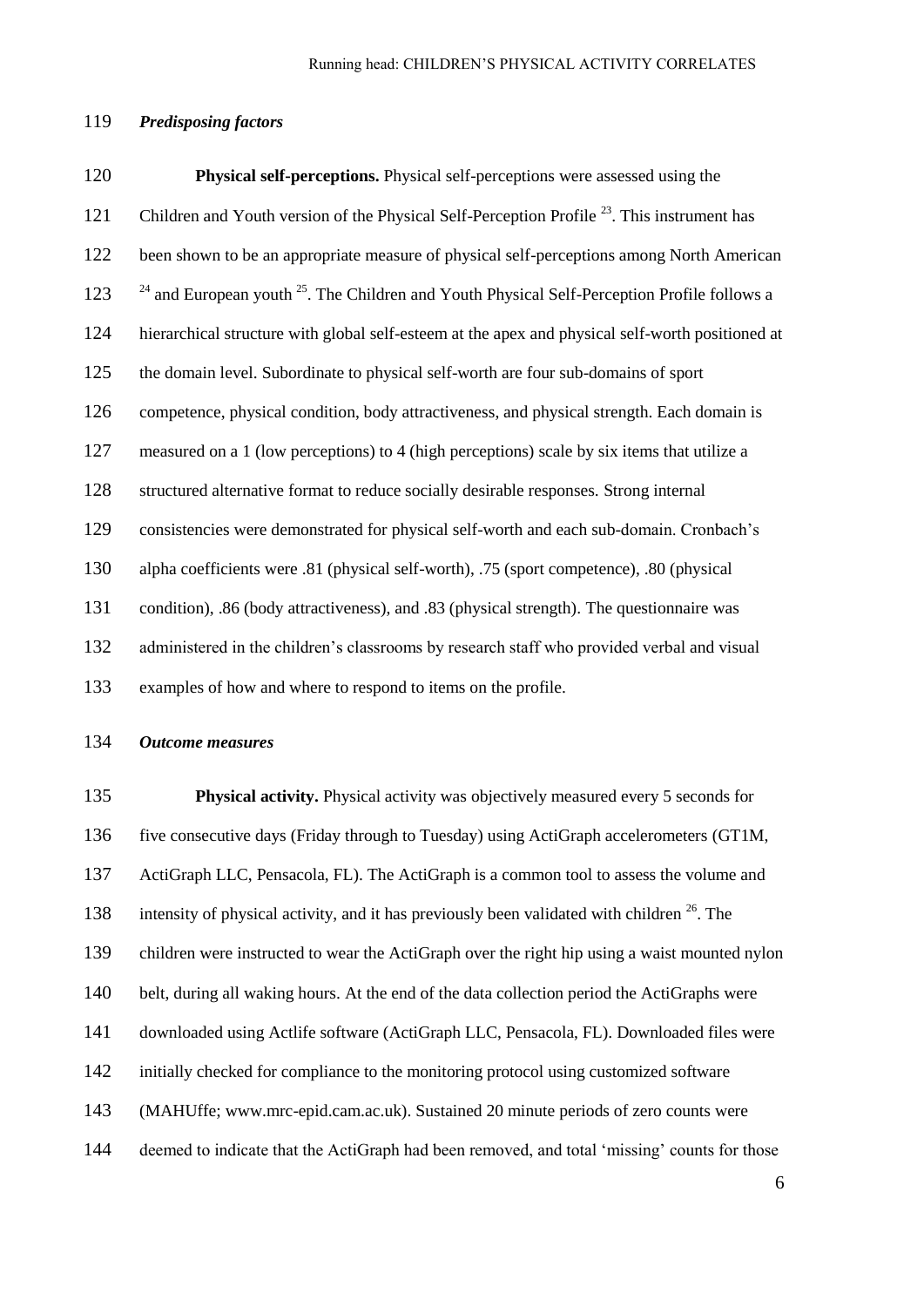### *Predisposing factors*

**Physical self-perceptions.** Physical self-perceptions were assessed using the Children and Youth version of the Physical Self-Perception Profile [23]. This instrument has been shown to be an appropriate measure of physical self-perceptions among North American [24] and European youth [25]. The Children and Youth Physical Self-Perception Profile follows a hierarchical structure with global self-esteem at the apex and physical self-worth positioned at the domain level. Subordinate to physical self-worth are four sub-domains of sport competence, physical condition, body attractiveness, and physical strength. Each domain is measured on a 1 (low perceptions) to 4 (high perceptions) scale by six items that utilize a structured alternative format to reduce socially desirable responses. Strong internal consistencies were demonstrated for physical self-worth and each sub-domain. Cronbach's alpha coefficients were .81 (physical self-worth), .75 (sport competence), .80 (physical condition), .86 (body attractiveness), and .83 (physical strength). The questionnaire was administered in the children's classrooms by research staff who provided verbal and visual examples of how and where to respond to items on the profile.

### *Outcome measures*

**Physical activity.** Physical activity was objectively measured every 5 seconds for five consecutive days (Friday through to Tuesday) using ActiGraph accelerometers (GT1M, ActiGraph LLC, Pensacola, FL). The ActiGraph is a common tool to assess the volume and intensity of physical activity, and it has previously been validated with children [26]. The children were instructed to wear the ActiGraph over the right hip using a waist mounted nylon belt, during all waking hours. At the end of the data collection period the ActiGraphs were downloaded using Actlife software (ActiGraph LLC, Pensacola, FL). Downloaded files were initially checked for compliance to the monitoring protocol using customized software (MAHUffe; www.mrc-epid.cam.ac.uk). Sustained 20 minute periods of zero counts were deemed to indicate that the ActiGraph had been removed, and total 'missing' counts for those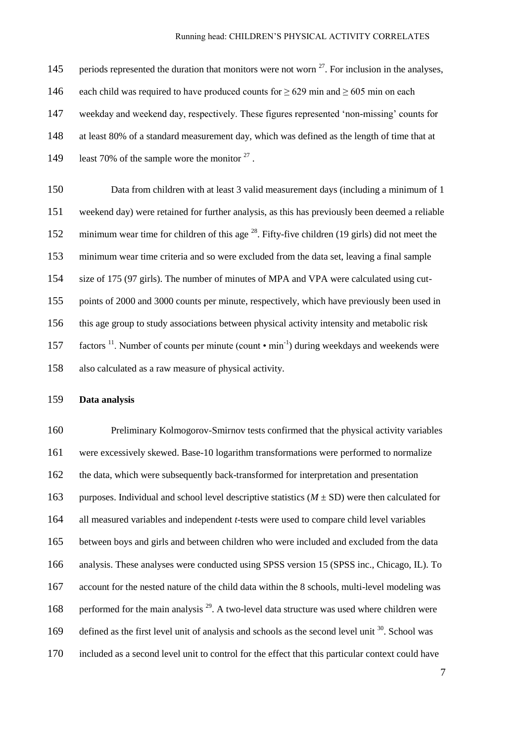periods represented the duration that monitors were not worn [27]. For inclusion in the analyses, each child was required to have produced counts for ≥ 629 min and ≥ 605 min on each weekday and weekend day, respectively. These figures represented 'non-missing' counts for at least 80% of a standard measurement day, which was defined as the length of time that at least 70% of the sample wore the monitor [27].

Data from children with at least 3 valid measurement days (including a minimum of 1 weekend day) were retained for further analysis, as this has previously been deemed a reliable minimum wear time for children of this age [28]. Fifty-five children (19 girls) did not meet the minimum wear time criteria and so were excluded from the data set, leaving a final sample size of 175 (97 girls). The number of minutes of MPA and VPA were calculated using cut-points of 2000 and 3000 counts per minute, respectively, which have previously been used in this age group to study associations between physical activity intensity and metabolic risk factors [11]. Number of counts per minute (count • $\text{min}^{-1}$) during weekdays and weekends were also calculated as a raw measure of physical activity.

**Data analysis**

Preliminary Kolmogorov-Smirnov tests confirmed that the physical activity variables were excessively skewed. Base-10 logarithm transformations were performed to normalize the data, which were subsequently back-transformed for interpretation and presentation purposes. Individual and school level descriptive statistics ($M \pm \text{SD}$) were then calculated for all measured variables and independent *t*-tests were used to compare child level variables between boys and girls and between children who were included and excluded from the data analysis. These analyses were conducted using SPSS version 15 (SPSS inc., Chicago, IL). To account for the nested nature of the child data within the 8 schools, multi-level modeling was performed for the main analysis [29]. A two-level data structure was used where children were defined as the first level unit of analysis and schools as the second level unit [30]. School was included as a second level unit to control for the effect that this particular context could have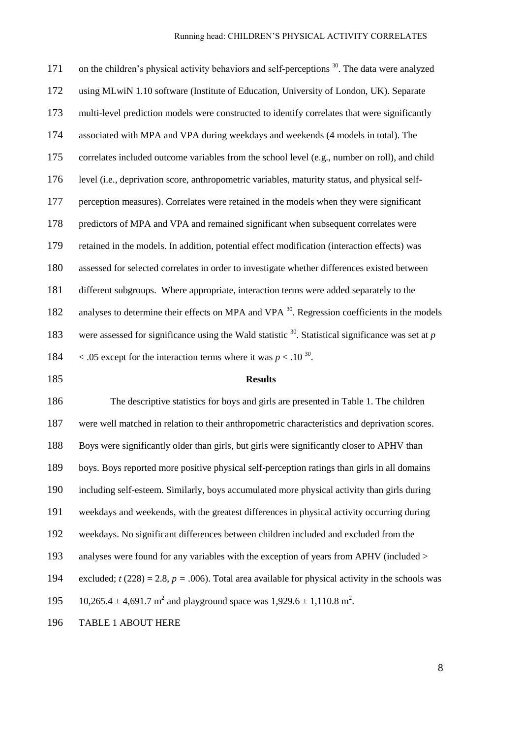on the children's physical activity behaviors and self-perceptions [30]. The data were analyzed using MLwiN 1.10 software (Institute of Education, University of London, UK). Separate multi-level prediction models were constructed to identify correlates that were significantly associated with MPA and VPA during weekdays and weekends (4 models in total). The correlates included outcome variables from the school level (e.g., number on roll), and child level (i.e., deprivation score, anthropometric variables, maturity status, and physical self-perception measures). Correlates were retained in the models when they were significant predictors of MPA and VPA and remained significant when subsequent correlates were retained in the models. In addition, potential effect modification (interaction effects) was assessed for selected correlates in order to investigate whether differences existed between different subgroups. Where appropriate, interaction terms were added separately to the analyses to determine their effects on MPA and VPA [30]. Regression coefficients in the models were assessed for significance using the Wald statistic [30]. Statistical significance was set at $p < .05$ except for the interaction terms where it was $p < .10$ [30].

## Results

The descriptive statistics for boys and girls are presented in Table 1. The children were well matched in relation to their anthropometric characteristics and deprivation scores. Boys were significantly older than girls, but girls were significantly closer to APHV than boys. Boys reported more positive physical self-perception ratings than girls in all domains including self-esteem. Similarly, boys accumulated more physical activity than girls during weekdays and weekends, with the greatest differences in physical activity occurring during weekdays. No significant differences between children included and excluded from the analyses were found for any variables with the exception of years from APHV (included > excluded; $t(228) = 2.8$, $p = .006$). Total area available for physical activity in the schools was $10{,}265.4 \pm 4{,}691.7$ m$^2$ and playground space was $1{,}929.6 \pm 1{,}110.8$ m$^2$.

TABLE 1 ABOUT HERE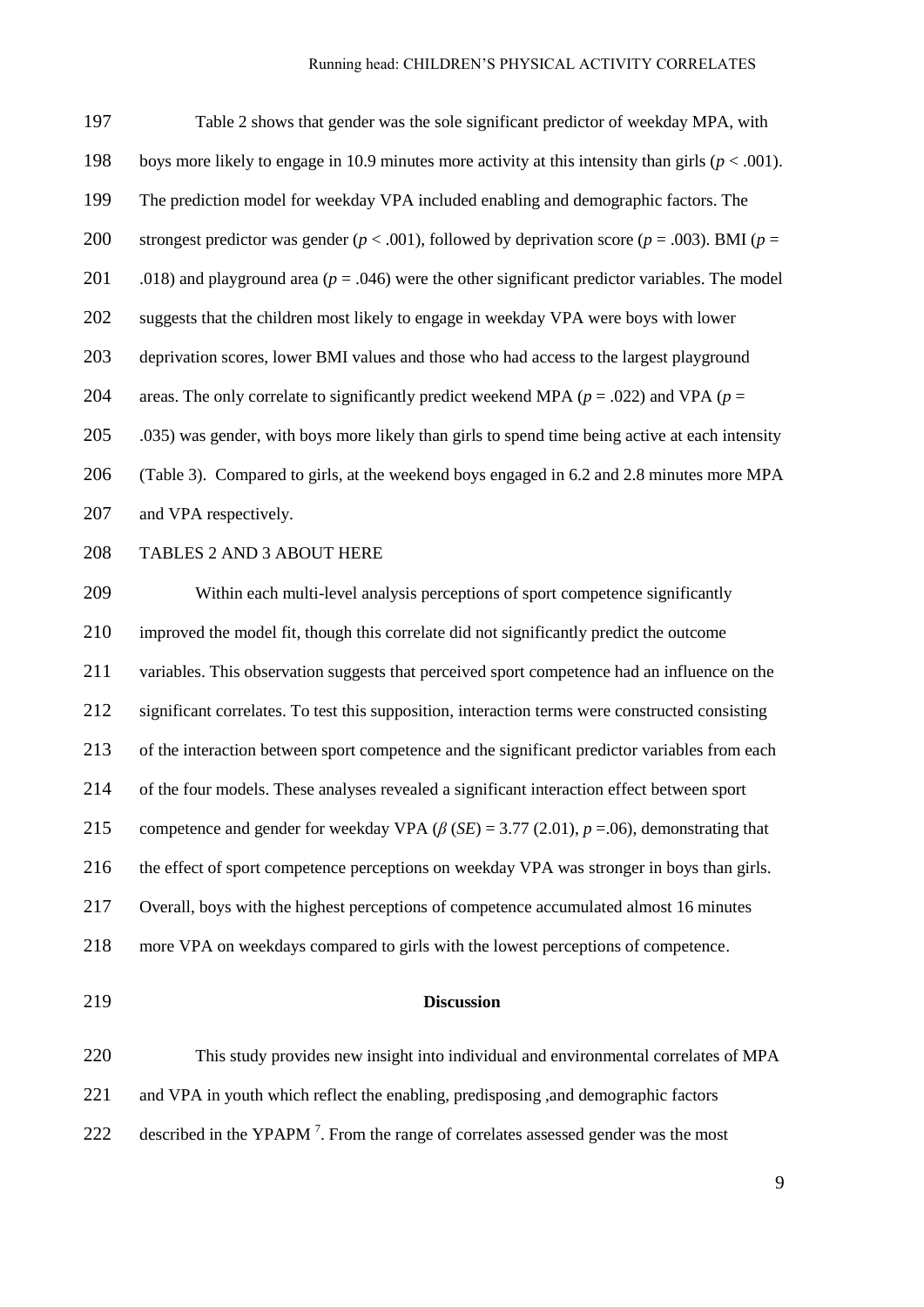Table 2 shows that gender was the sole significant predictor of weekday MPA, with boys more likely to engage in 10.9 minutes more activity at this intensity than girls ($p < .001$). The prediction model for weekday VPA included enabling and demographic factors. The strongest predictor was gender ($p < .001$), followed by deprivation score ($p = .003$). BMI ($p = .018$) and playground area ($p = .046$) were the other significant predictor variables. The model suggests that the children most likely to engage in weekday VPA were boys with lower deprivation scores, lower BMI values and those who had access to the largest playground areas. The only correlate to significantly predict weekend MPA ($p = .022$) and VPA ($p = .035$) was gender, with boys more likely than girls to spend time being active at each intensity (Table 3). Compared to girls, at the weekend boys engaged in 6.2 and 2.8 minutes more MPA and VPA respectively.

TABLES 2 AND 3 ABOUT HERE

Within each multi-level analysis perceptions of sport competence significantly improved the model fit, though this correlate did not significantly predict the outcome variables. This observation suggests that perceived sport competence had an influence on the significant correlates. To test this supposition, interaction terms were constructed consisting of the interaction between sport competence and the significant predictor variables from each of the four models. These analyses revealed a significant interaction effect between sport competence and gender for weekday VPA ($\beta$ ($SE$) = 3.77 (2.01), $p$ =.06), demonstrating that the effect of sport competence perceptions on weekday VPA was stronger in boys than girls. Overall, boys with the highest perceptions of competence accumulated almost 16 minutes more VPA on weekdays compared to girls with the lowest perceptions of competence.

## Discussion

This study provides new insight into individual and environmental correlates of MPA and VPA in youth which reflect the enabling, predisposing ,and demographic factors described in the YPAPM [7]. From the range of correlates assessed gender was the most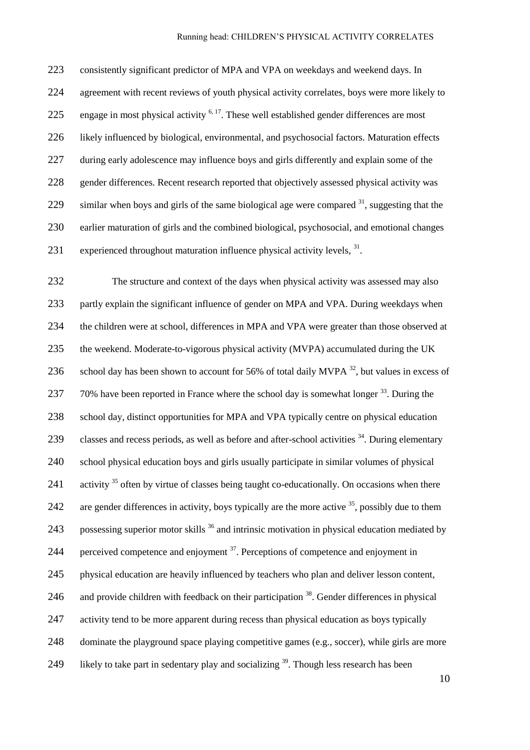consistently significant predictor of MPA and VPA on weekdays and weekend days. In agreement with recent reviews of youth physical activity correlates, boys were more likely to engage in most physical activity [6, 17]. These well established gender differences are most likely influenced by biological, environmental, and psychosocial factors. Maturation effects during early adolescence may influence boys and girls differently and explain some of the gender differences. Recent research reported that objectively assessed physical activity was similar when boys and girls of the same biological age were compared [31], suggesting that the earlier maturation of girls and the combined biological, psychosocial, and emotional changes experienced throughout maturation influence physical activity levels, [31].

The structure and context of the days when physical activity was assessed may also partly explain the significant influence of gender on MPA and VPA. During weekdays when the children were at school, differences in MPA and VPA were greater than those observed at the weekend. Moderate-to-vigorous physical activity (MVPA) accumulated during the UK school day has been shown to account for 56% of total daily MVPA [32], but values in excess of 70% have been reported in France where the school day is somewhat longer [33]. During the school day, distinct opportunities for MPA and VPA typically centre on physical education classes and recess periods, as well as before and after-school activities [34]. During elementary school physical education boys and girls usually participate in similar volumes of physical activity [35] often by virtue of classes being taught co-educationally. On occasions when there are gender differences in activity, boys typically are the more active [35], possibly due to them possessing superior motor skills [36] and intrinsic motivation in physical education mediated by perceived competence and enjoyment [37]. Perceptions of competence and enjoyment in physical education are heavily influenced by teachers who plan and deliver lesson content, and provide children with feedback on their participation [38]. Gender differences in physical activity tend to be more apparent during recess than physical education as boys typically dominate the playground space playing competitive games (e.g., soccer), while girls are more likely to take part in sedentary play and socializing [39]. Though less research has been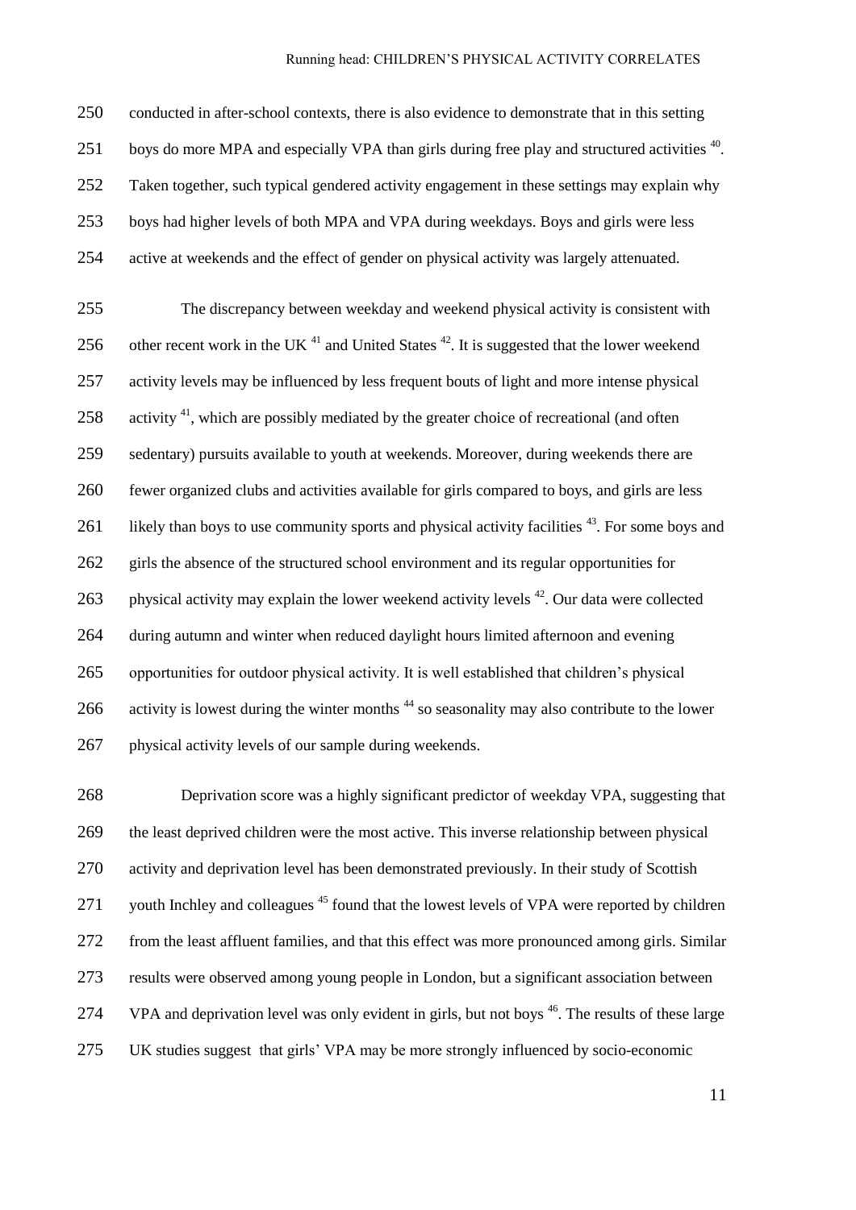conducted in after-school contexts, there is also evidence to demonstrate that in this setting boys do more MPA and especially VPA than girls during free play and structured activities [40]. Taken together, such typical gendered activity engagement in these settings may explain why boys had higher levels of both MPA and VPA during weekdays. Boys and girls were less active at weekends and the effect of gender on physical activity was largely attenuated.

The discrepancy between weekday and weekend physical activity is consistent with other recent work in the UK [41] and United States [42]. It is suggested that the lower weekend activity levels may be influenced by less frequent bouts of light and more intense physical activity [41], which are possibly mediated by the greater choice of recreational (and often sedentary) pursuits available to youth at weekends. Moreover, during weekends there are fewer organized clubs and activities available for girls compared to boys, and girls are less likely than boys to use community sports and physical activity facilities [43]. For some boys and girls the absence of the structured school environment and its regular opportunities for physical activity may explain the lower weekend activity levels [42]. Our data were collected during autumn and winter when reduced daylight hours limited afternoon and evening opportunities for outdoor physical activity. It is well established that children's physical activity is lowest during the winter months [44] so seasonality may also contribute to the lower physical activity levels of our sample during weekends.

Deprivation score was a highly significant predictor of weekday VPA, suggesting that the least deprived children were the most active. This inverse relationship between physical activity and deprivation level has been demonstrated previously. In their study of Scottish youth Inchley and colleagues [45] found that the lowest levels of VPA were reported by children from the least affluent families, and that this effect was more pronounced among girls. Similar results were observed among young people in London, but a significant association between VPA and deprivation level was only evident in girls, but not boys [46]. The results of these large UK studies suggest that girls' VPA may be more strongly influenced by socio-economic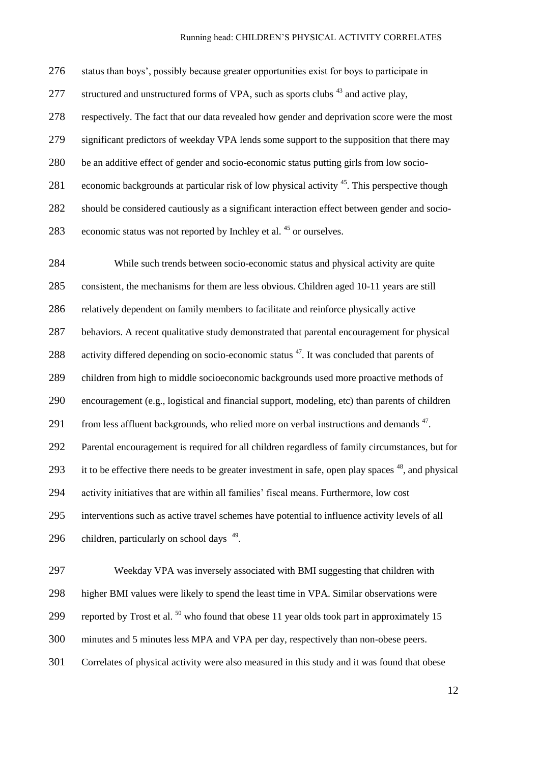status than boys', possibly because greater opportunities exist for boys to participate in structured and unstructured forms of VPA, such as sports clubs [43] and active play, respectively. The fact that our data revealed how gender and deprivation score were the most significant predictors of weekday VPA lends some support to the supposition that there may be an additive effect of gender and socio-economic status putting girls from low socio-economic backgrounds at particular risk of low physical activity [45]. This perspective though should be considered cautiously as a significant interaction effect between gender and socio-economic status was not reported by Inchley et al. [45] or ourselves.

While such trends between socio-economic status and physical activity are quite consistent, the mechanisms for them are less obvious. Children aged 10-11 years are still relatively dependent on family members to facilitate and reinforce physically active behaviors. A recent qualitative study demonstrated that parental encouragement for physical activity differed depending on socio-economic status [47]. It was concluded that parents of children from high to middle socioeconomic backgrounds used more proactive methods of encouragement (e.g., logistical and financial support, modeling, etc) than parents of children from less affluent backgrounds, who relied more on verbal instructions and demands [47]. Parental encouragement is required for all children regardless of family circumstances, but for it to be effective there needs to be greater investment in safe, open play spaces [48], and physical activity initiatives that are within all families' fiscal means. Furthermore, low cost interventions such as active travel schemes have potential to influence activity levels of all children, particularly on school days [49].

Weekday VPA was inversely associated with BMI suggesting that children with higher BMI values were likely to spend the least time in VPA. Similar observations were reported by Trost et al. [50] who found that obese 11 year olds took part in approximately 15 minutes and 5 minutes less MPA and VPA per day, respectively than non-obese peers. Correlates of physical activity were also measured in this study and it was found that obese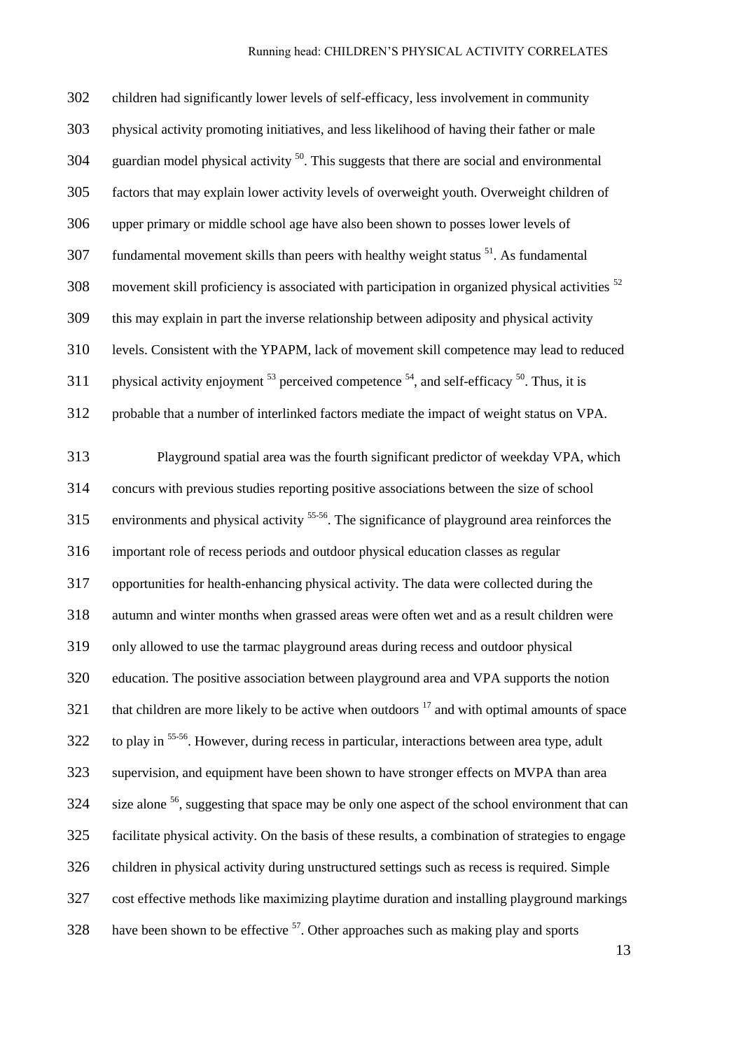children had significantly lower levels of self-efficacy, less involvement in community physical activity promoting initiatives, and less likelihood of having their father or male guardian model physical activity [50]. This suggests that there are social and environmental factors that may explain lower activity levels of overweight youth. Overweight children of upper primary or middle school age have also been shown to posses lower levels of fundamental movement skills than peers with healthy weight status [51]. As fundamental movement skill proficiency is associated with participation in organized physical activities [52] this may explain in part the inverse relationship between adiposity and physical activity levels. Consistent with the YPAPM, lack of movement skill competence may lead to reduced physical activity enjoyment [53] perceived competence [54], and self-efficacy [50]. Thus, it is probable that a number of interlinked factors mediate the impact of weight status on VPA.

Playground spatial area was the fourth significant predictor of weekday VPA, which concurs with previous studies reporting positive associations between the size of school environments and physical activity [55-56]. The significance of playground area reinforces the important role of recess periods and outdoor physical education classes as regular opportunities for health-enhancing physical activity. The data were collected during the autumn and winter months when grassed areas were often wet and as a result children were only allowed to use the tarmac playground areas during recess and outdoor physical education. The positive association between playground area and VPA supports the notion that children are more likely to be active when outdoors [17] and with optimal amounts of space to play in [55-56]. However, during recess in particular, interactions between area type, adult supervision, and equipment have been shown to have stronger effects on MVPA than area size alone [56], suggesting that space may be only one aspect of the school environment that can facilitate physical activity. On the basis of these results, a combination of strategies to engage children in physical activity during unstructured settings such as recess is required. Simple cost effective methods like maximizing playtime duration and installing playground markings have been shown to be effective [57]. Other approaches such as making play and sports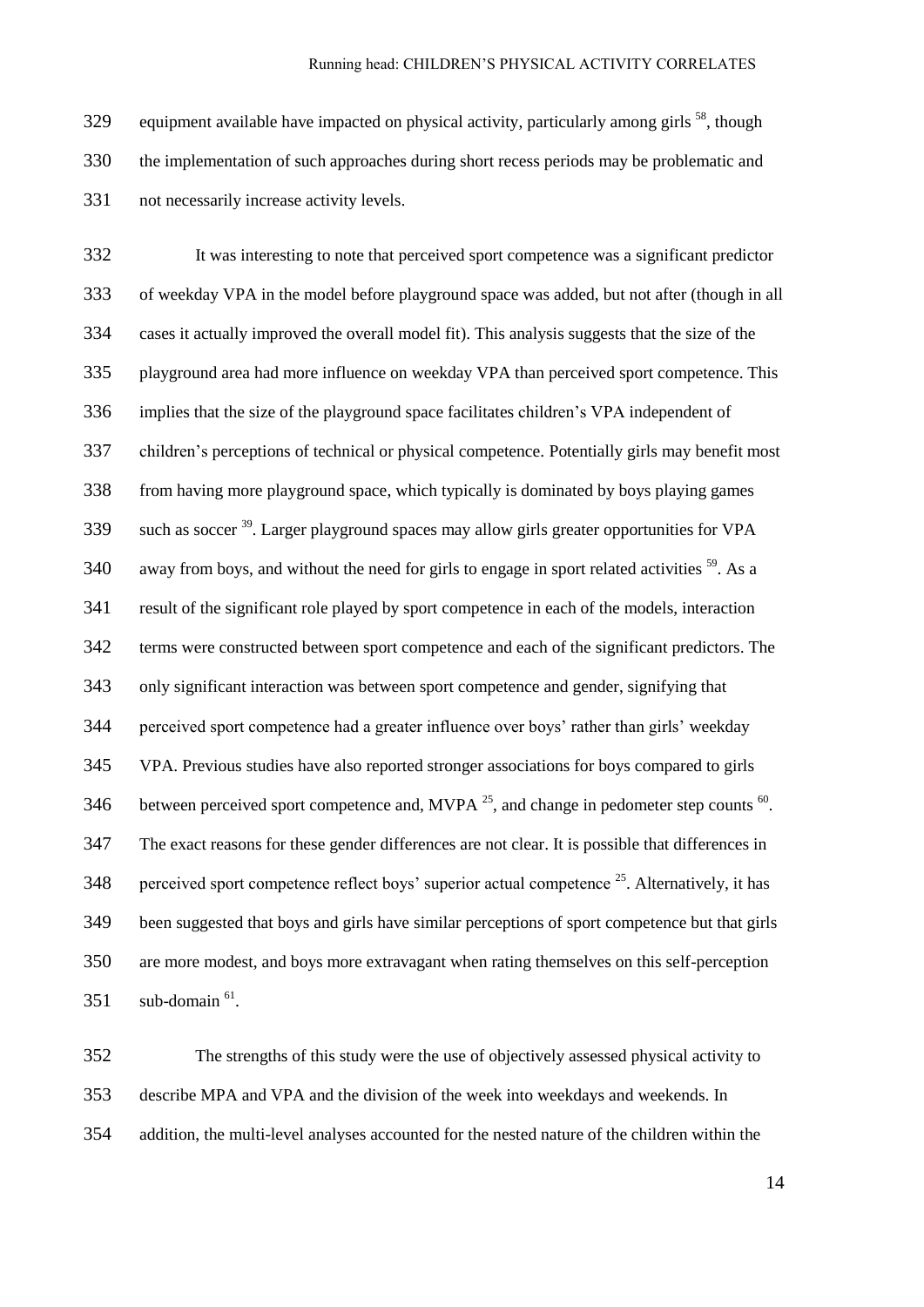equipment available have impacted on physical activity, particularly among girls [58], though the implementation of such approaches during short recess periods may be problematic and not necessarily increase activity levels.

It was interesting to note that perceived sport competence was a significant predictor of weekday VPA in the model before playground space was added, but not after (though in all cases it actually improved the overall model fit). This analysis suggests that the size of the playground area had more influence on weekday VPA than perceived sport competence. This implies that the size of the playground space facilitates children's VPA independent of children's perceptions of technical or physical competence. Potentially girls may benefit most from having more playground space, which typically is dominated by boys playing games such as soccer [39]. Larger playground spaces may allow girls greater opportunities for VPA away from boys, and without the need for girls to engage in sport related activities [59]. As a result of the significant role played by sport competence in each of the models, interaction terms were constructed between sport competence and each of the significant predictors. The only significant interaction was between sport competence and gender, signifying that perceived sport competence had a greater influence over boys' rather than girls' weekday VPA. Previous studies have also reported stronger associations for boys compared to girls between perceived sport competence and, MVPA [25], and change in pedometer step counts [60]. The exact reasons for these gender differences are not clear. It is possible that differences in perceived sport competence reflect boys' superior actual competence [25]. Alternatively, it has been suggested that boys and girls have similar perceptions of sport competence but that girls are more modest, and boys more extravagant when rating themselves on this self-perception sub-domain [61].

The strengths of this study were the use of objectively assessed physical activity to describe MPA and VPA and the division of the week into weekdays and weekends. In addition, the multi-level analyses accounted for the nested nature of the children within the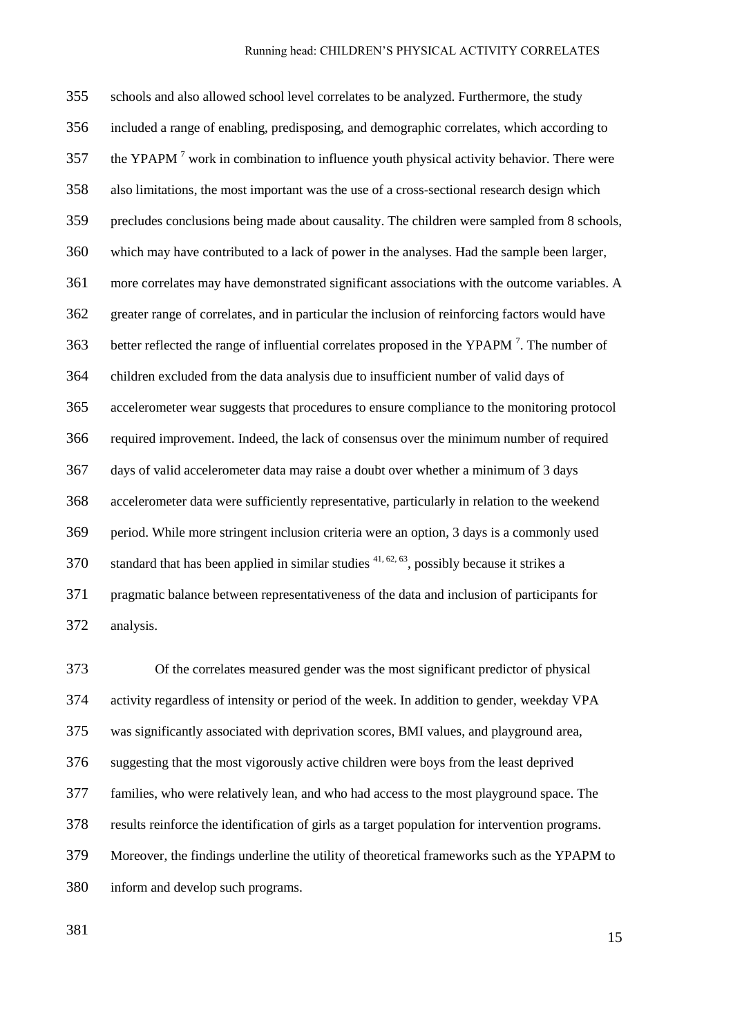schools and also allowed school level correlates to be analyzed. Furthermore, the study included a range of enabling, predisposing, and demographic correlates, which according to the YPAPM [7] work in combination to influence youth physical activity behavior. There were also limitations, the most important was the use of a cross-sectional research design which precludes conclusions being made about causality. The children were sampled from 8 schools, which may have contributed to a lack of power in the analyses. Had the sample been larger, more correlates may have demonstrated significant associations with the outcome variables. A greater range of correlates, and in particular the inclusion of reinforcing factors would have better reflected the range of influential correlates proposed in the YPAPM [7]. The number of children excluded from the data analysis due to insufficient number of valid days of accelerometer wear suggests that procedures to ensure compliance to the monitoring protocol required improvement. Indeed, the lack of consensus over the minimum number of required days of valid accelerometer data may raise a doubt over whether a minimum of 3 days accelerometer data were sufficiently representative, particularly in relation to the weekend period. While more stringent inclusion criteria were an option, 3 days is a commonly used standard that has been applied in similar studies [41, 62, 63], possibly because it strikes a pragmatic balance between representativeness of the data and inclusion of participants for analysis.

Of the correlates measured gender was the most significant predictor of physical activity regardless of intensity or period of the week. In addition to gender, weekday VPA was significantly associated with deprivation scores, BMI values, and playground area, suggesting that the most vigorously active children were boys from the least deprived families, who were relatively lean, and who had access to the most playground space. The results reinforce the identification of girls as a target population for intervention programs. Moreover, the findings underline the utility of theoretical frameworks such as the YPAPM to inform and develop such programs.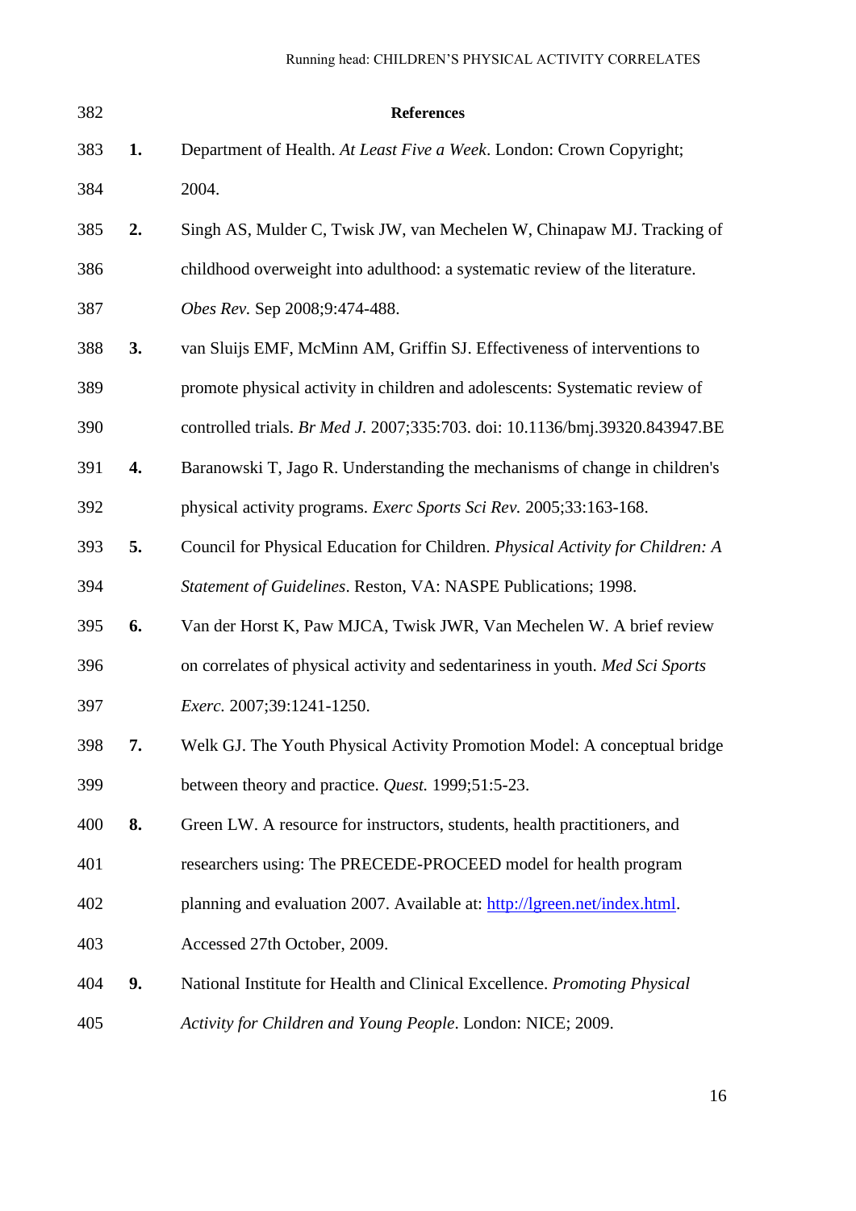## References

1. Department of Health. *At Least Five a Week*. London: Crown Copyright; 2004.
2. Singh AS, Mulder C, Twisk JW, van Mechelen W, Chinapaw MJ. Tracking of childhood overweight into adulthood: a systematic review of the literature. *Obes Rev*. Sep 2008;9:474-488.
3. van Sluijs EMF, McMinn AM, Griffin SJ. Effectiveness of interventions to promote physical activity in children and adolescents: Systematic review of controlled trials. *Br Med J*. 2007;335:703. doi: 10.1136/bmj.39320.843947.BE
4. Baranowski T, Jago R. Understanding the mechanisms of change in children's physical activity programs. *Exerc Sports Sci Rev.* 2005;33:163-168.
5. Council for Physical Education for Children. *Physical Activity for Children: A Statement of Guidelines*. Reston, VA: NASPE Publications; 1998.
6. Van der Horst K, Paw MJCA, Twisk JWR, Van Mechelen W. A brief review on correlates of physical activity and sedentariness in youth. *Med Sci Sports Exerc.* 2007;39:1241-1250.
7. Welk GJ. The Youth Physical Activity Promotion Model: A conceptual bridge between theory and practice. *Quest.* 1999;51:5-23.
8. Green LW. A resource for instructors, students, health practitioners, and researchers using: The PRECEDE-PROCEED model for health program planning and evaluation 2007. Available at: http://lgreen.net/index.html. Accessed 27th October, 2009.
9. National Institute for Health and Clinical Excellence. *Promoting Physical Activity for Children and Young People*. London: NICE; 2009.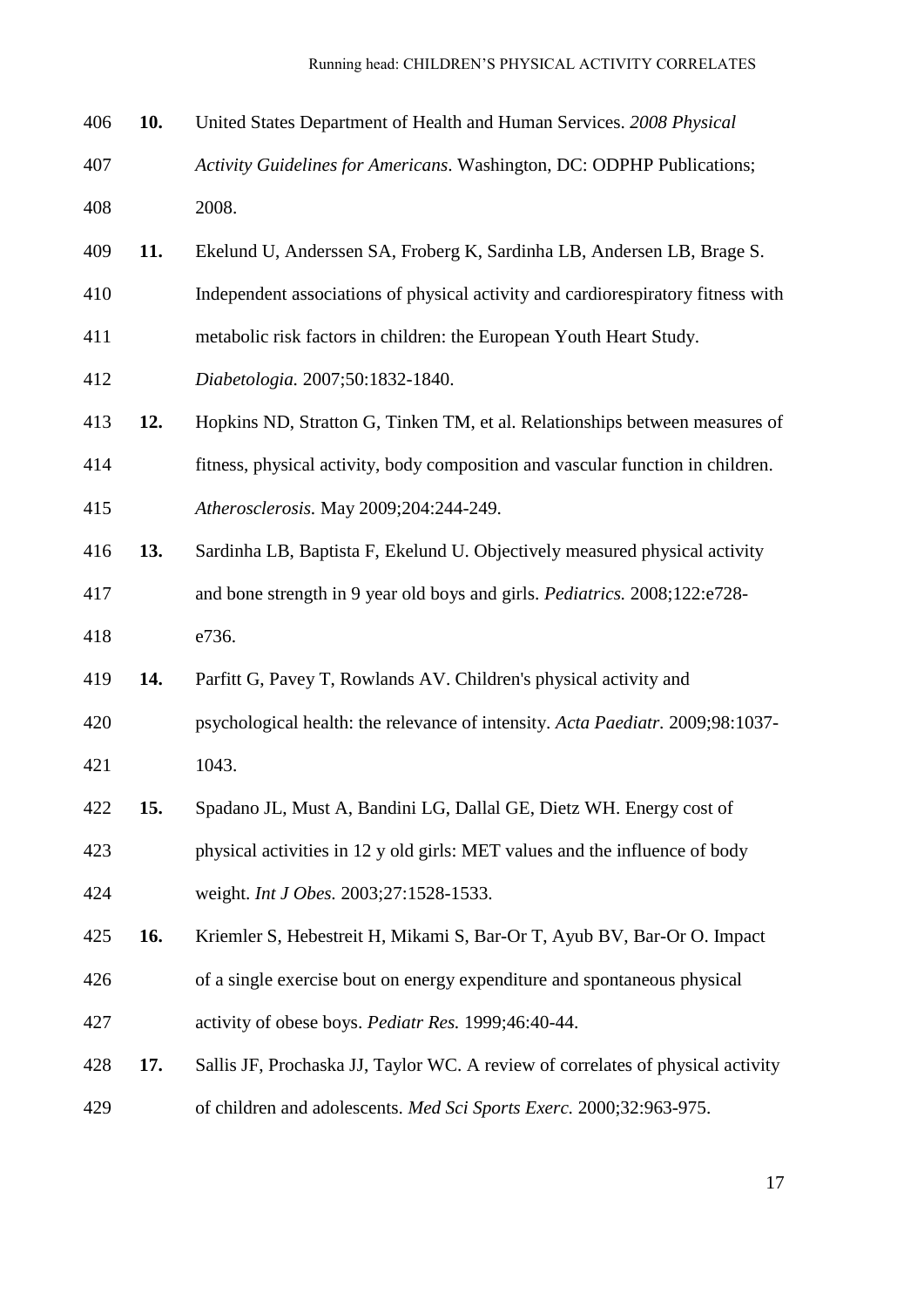**10.** United States Department of Health and Human Services. *2008 Physical Activity Guidelines for Americans*. Washington, DC: ODPHP Publications; 2008.

**11.** Ekelund U, Anderssen SA, Froberg K, Sardinha LB, Andersen LB, Brage S. Independent associations of physical activity and cardiorespiratory fitness with metabolic risk factors in children: the European Youth Heart Study. *Diabetologia.* 2007;50:1832-1840.

**12.** Hopkins ND, Stratton G, Tinken TM, et al. Relationships between measures of fitness, physical activity, body composition and vascular function in children. *Atherosclerosis.* May 2009;204:244-249.

**13.** Sardinha LB, Baptista F, Ekelund U. Objectively measured physical activity and bone strength in 9 year old boys and girls. *Pediatrics.* 2008;122:e728-e736.

**14.** Parfitt G, Pavey T, Rowlands AV. Children's physical activity and psychological health: the relevance of intensity. *Acta Paediatr.* 2009;98:1037-1043.

**15.** Spadano JL, Must A, Bandini LG, Dallal GE, Dietz WH. Energy cost of physical activities in 12 y old girls: MET values and the influence of body weight. *Int J Obes.* 2003;27:1528-1533.

**16.** Kriemler S, Hebestreit H, Mikami S, Bar-Or T, Ayub BV, Bar-Or O. Impact of a single exercise bout on energy expenditure and spontaneous physical activity of obese boys. *Pediatr Res.* 1999;46:40-44.

**17.** Sallis JF, Prochaska JJ, Taylor WC. A review of correlates of physical activity of children and adolescents. *Med Sci Sports Exerc.* 2000;32:963-975.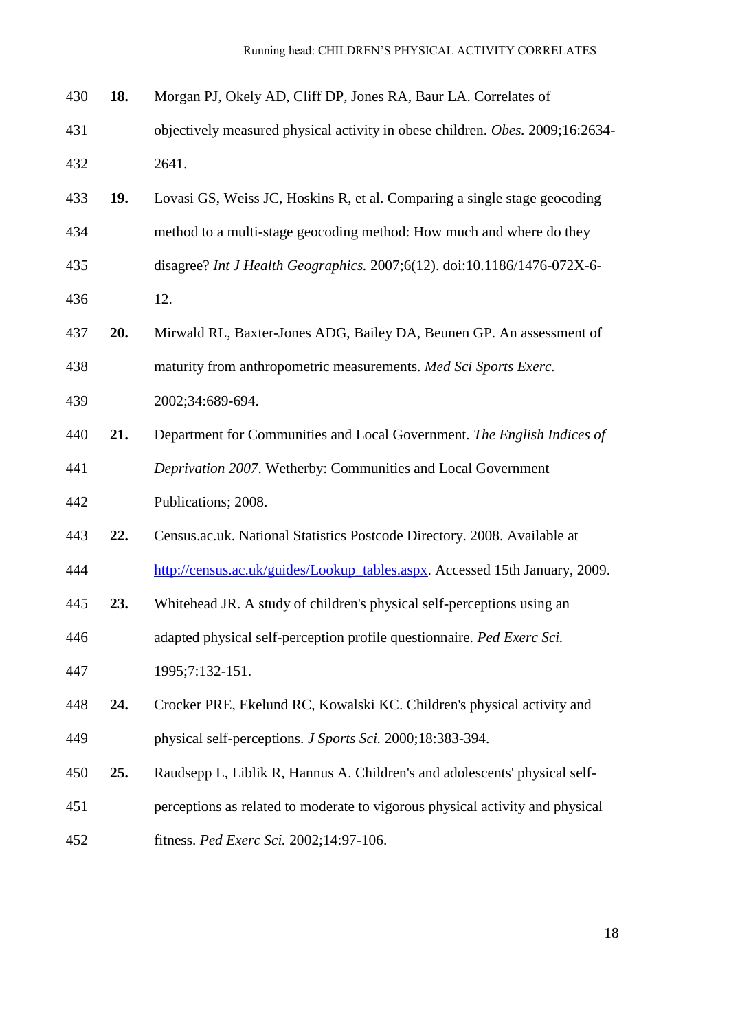**18.** Morgan PJ, Okely AD, Cliff DP, Jones RA, Baur LA. Correlates of objectively measured physical activity in obese children. *Obes.* 2009;16:2634-2641.

**19.** Lovasi GS, Weiss JC, Hoskins R, et al. Comparing a single stage geocoding method to a multi-stage geocoding method: How much and where do they disagree? *Int J Health Geographics.* 2007;6(12). doi:10.1186/1476-072X-6-12.

**20.** Mirwald RL, Baxter-Jones ADG, Bailey DA, Beunen GP. An assessment of maturity from anthropometric measurements. *Med Sci Sports Exerc.* 2002;34:689-694.

**21.** Department for Communities and Local Government. *The English Indices of Deprivation 2007*. Wetherby: Communities and Local Government Publications; 2008.

**22.** Census.ac.uk. National Statistics Postcode Directory. 2008. Available at [http://census.ac.uk/guides/Lookup_tables.aspx](http://census.ac.uk/guides/Lookup_tables.aspx). Accessed 15th January, 2009.

**23.** Whitehead JR. A study of children's physical self-perceptions using an adapted physical self-perception profile questionnaire. *Ped Exerc Sci.* 1995;7:132-151.

**24.** Crocker PRE, Ekelund RC, Kowalski KC. Children's physical activity and physical self-perceptions. *J Sports Sci.* 2000;18:383-394.

**25.** Raudsepp L, Liblik R, Hannus A. Children's and adolescents' physical self-perceptions as related to moderate to vigorous physical activity and physical fitness. *Ped Exerc Sci.* 2002;14:97-106.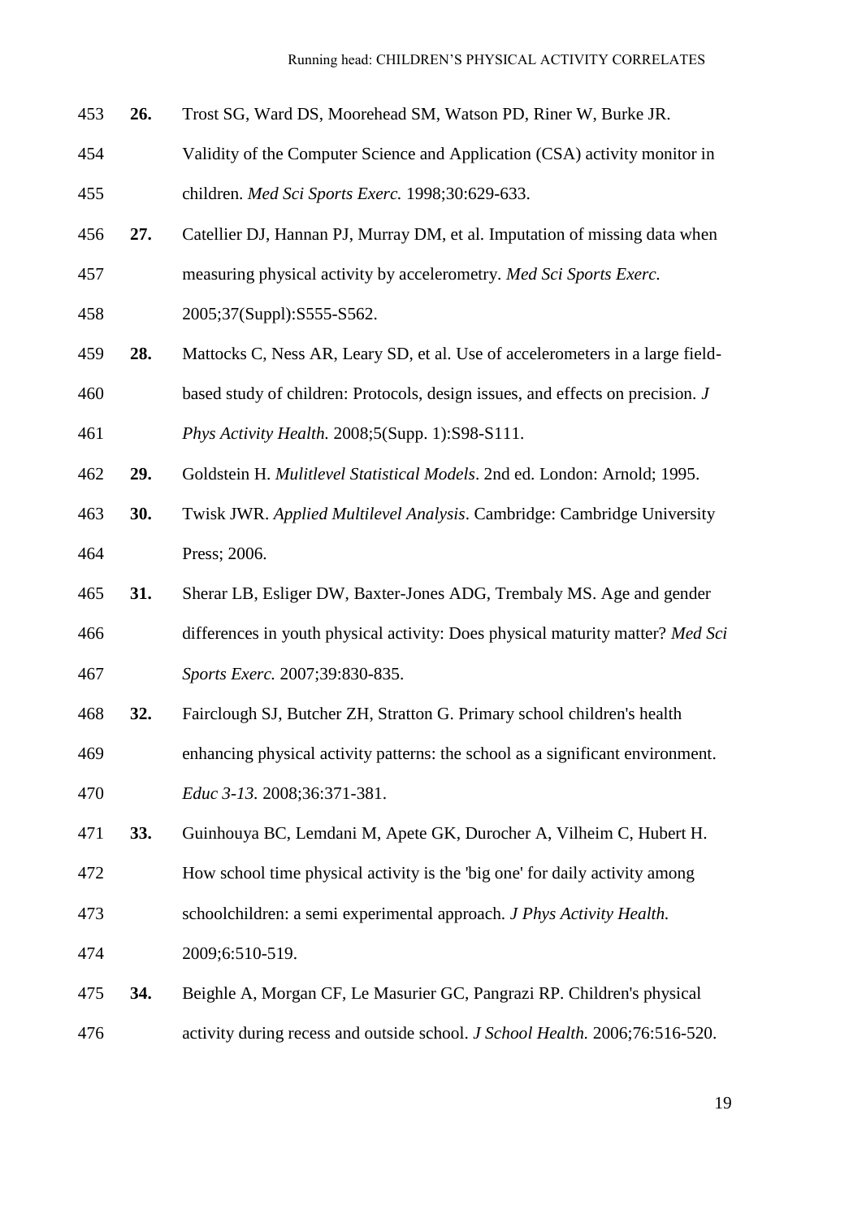**26.** Trost SG, Ward DS, Moorehead SM, Watson PD, Riner W, Burke JR. Validity of the Computer Science and Application (CSA) activity monitor in children. *Med Sci Sports Exerc.* 1998;30:629-633.

**27.** Catellier DJ, Hannan PJ, Murray DM, et al. Imputation of missing data when measuring physical activity by accelerometry. *Med Sci Sports Exerc.* 2005;37(Suppl):S555-S562.

**28.** Mattocks C, Ness AR, Leary SD, et al. Use of accelerometers in a large field-based study of children: Protocols, design issues, and effects on precision. *J Phys Activity Health.* 2008;5(Supp. 1):S98-S111.

**29.** Goldstein H. *Mulitlevel Statistical Models*. 2nd ed. London: Arnold; 1995.

**30.** Twisk JWR. *Applied Multilevel Analysis*. Cambridge: Cambridge University Press; 2006.

**31.** Sherar LB, Esliger DW, Baxter-Jones ADG, Trembaly MS. Age and gender differences in youth physical activity: Does physical maturity matter? *Med Sci Sports Exerc.* 2007;39:830-835.

**32.** Fairclough SJ, Butcher ZH, Stratton G. Primary school children's health enhancing physical activity patterns: the school as a significant environment. *Educ 3-13.* 2008;36:371-381.

**33.** Guinhouya BC, Lemdani M, Apete GK, Durocher A, Vilheim C, Hubert H. How school time physical activity is the 'big one' for daily activity among schoolchildren: a semi experimental approach. *J Phys Activity Health.* 2009;6:510-519.

**34.** Beighle A, Morgan CF, Le Masurier GC, Pangrazi RP. Children's physical activity during recess and outside school. *J School Health.* 2006;76:516-520.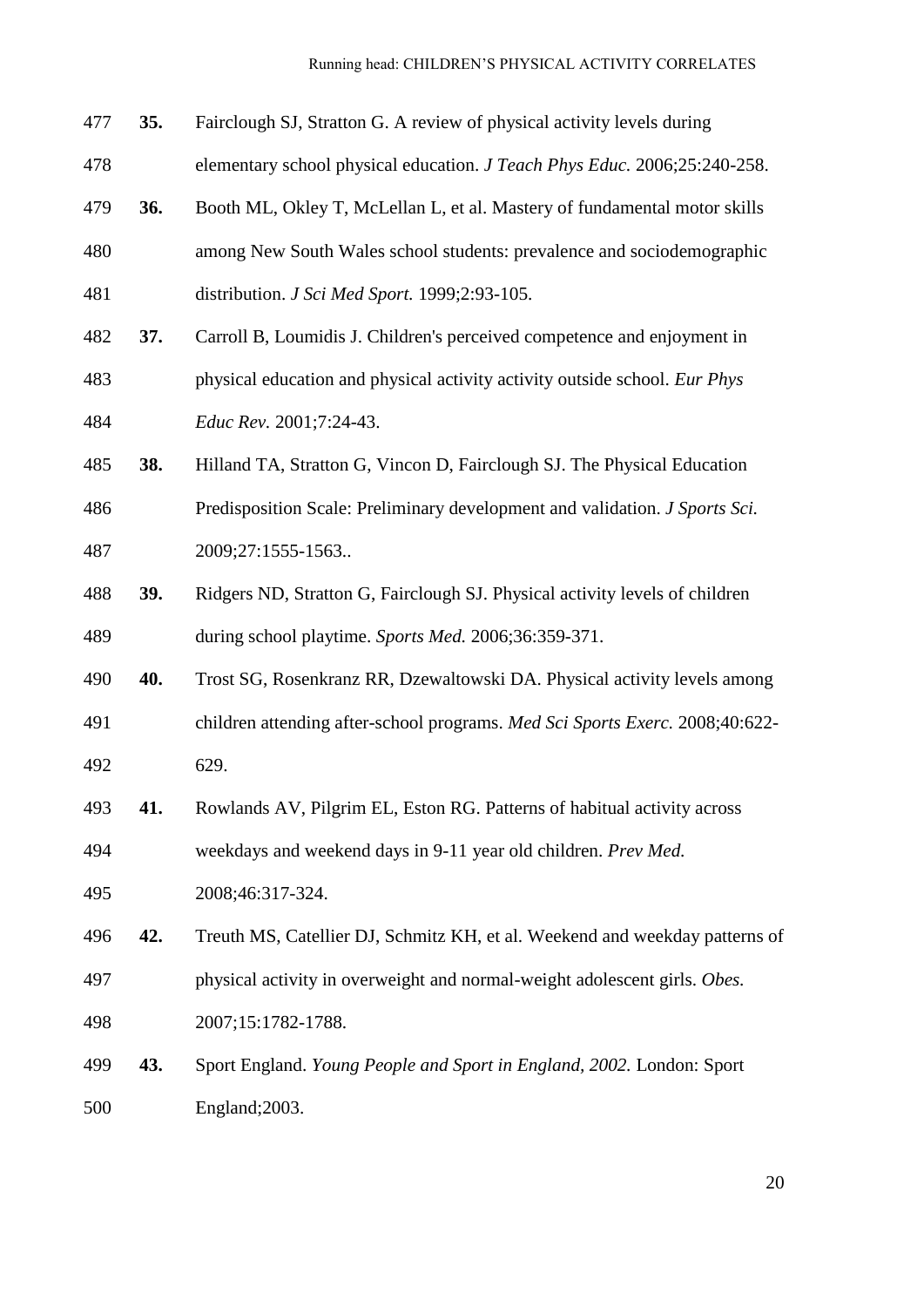**35.** Fairclough SJ, Stratton G. A review of physical activity levels during elementary school physical education. *J Teach Phys Educ.* 2006;25:240-258.

**36.** Booth ML, Okley T, McLellan L, et al. Mastery of fundamental motor skills among New South Wales school students: prevalence and sociodemographic distribution. *J Sci Med Sport.* 1999;2:93-105.

**37.** Carroll B, Loumidis J. Children's perceived competence and enjoyment in physical education and physical activity activity outside school. *Eur Phys Educ Rev.* 2001;7:24-43.

**38.** Hilland TA, Stratton G, Vincon D, Fairclough SJ. The Physical Education Predisposition Scale: Preliminary development and validation. *J Sports Sci.* 2009;27:1555-1563..

**39.** Ridgers ND, Stratton G, Fairclough SJ. Physical activity levels of children during school playtime. *Sports Med.* 2006;36:359-371.

**40.** Trost SG, Rosenkranz RR, Dzewaltowski DA. Physical activity levels among children attending after-school programs. *Med Sci Sports Exerc.* 2008;40:622-629.

**41.** Rowlands AV, Pilgrim EL, Eston RG. Patterns of habitual activity across weekdays and weekend days in 9-11 year old children. *Prev Med.* 2008;46:317-324.

**42.** Treuth MS, Catellier DJ, Schmitz KH, et al. Weekend and weekday patterns of physical activity in overweight and normal-weight adolescent girls. *Obes.* 2007;15:1782-1788.

**43.** Sport England. *Young People and Sport in England, 2002.* London: Sport England;2003.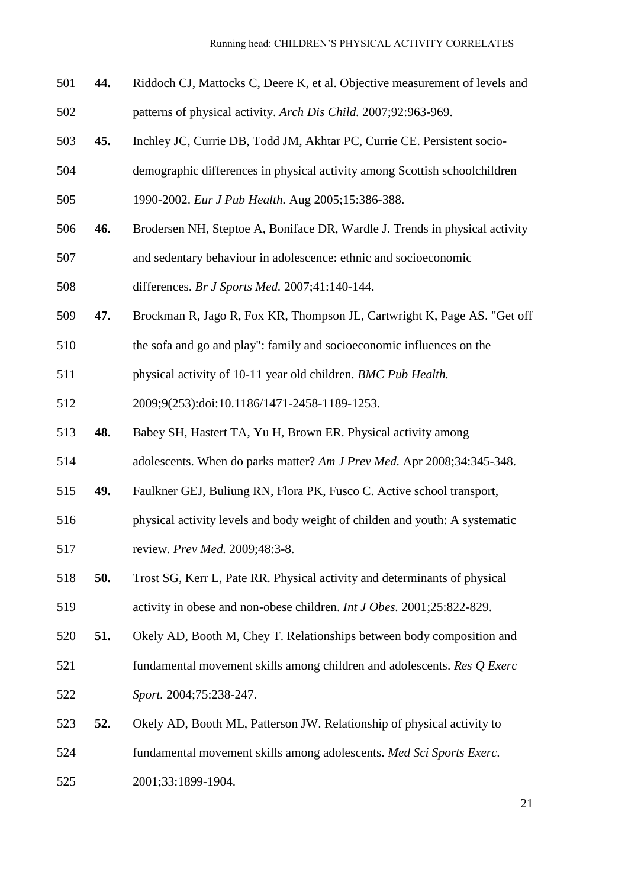**44.** Riddoch CJ, Mattocks C, Deere K, et al. Objective measurement of levels and patterns of physical activity. *Arch Dis Child.* 2007;92:963-969.

**45.** Inchley JC, Currie DB, Todd JM, Akhtar PC, Currie CE. Persistent socio-demographic differences in physical activity among Scottish schoolchildren 1990-2002. *Eur J Pub Health.* Aug 2005;15:386-388.

**46.** Brodersen NH, Steptoe A, Boniface DR, Wardle J. Trends in physical activity and sedentary behaviour in adolescence: ethnic and socioeconomic differences. *Br J Sports Med.* 2007;41:140-144.

**47.** Brockman R, Jago R, Fox KR, Thompson JL, Cartwright K, Page AS. "Get off the sofa and go and play": family and socioeconomic influences on the physical activity of 10-11 year old children. *BMC Pub Health.* 2009;9(253):doi:10.1186/1471-2458-1189-1253.

**48.** Babey SH, Hastert TA, Yu H, Brown ER. Physical activity among adolescents. When do parks matter? *Am J Prev Med.* Apr 2008;34:345-348.

**49.** Faulkner GEJ, Buliung RN, Flora PK, Fusco C. Active school transport, physical activity levels and body weight of childen and youth: A systematic review. *Prev Med.* 2009;48:3-8.

**50.** Trost SG, Kerr L, Pate RR. Physical activity and determinants of physical activity in obese and non-obese children. *Int J Obes.* 2001;25:822-829.

**51.** Okely AD, Booth M, Chey T. Relationships between body composition and fundamental movement skills among children and adolescents. *Res Q Exerc Sport.* 2004;75:238-247.

**52.** Okely AD, Booth ML, Patterson JW. Relationship of physical activity to fundamental movement skills among adolescents. *Med Sci Sports Exerc.* 2001;33:1899-1904.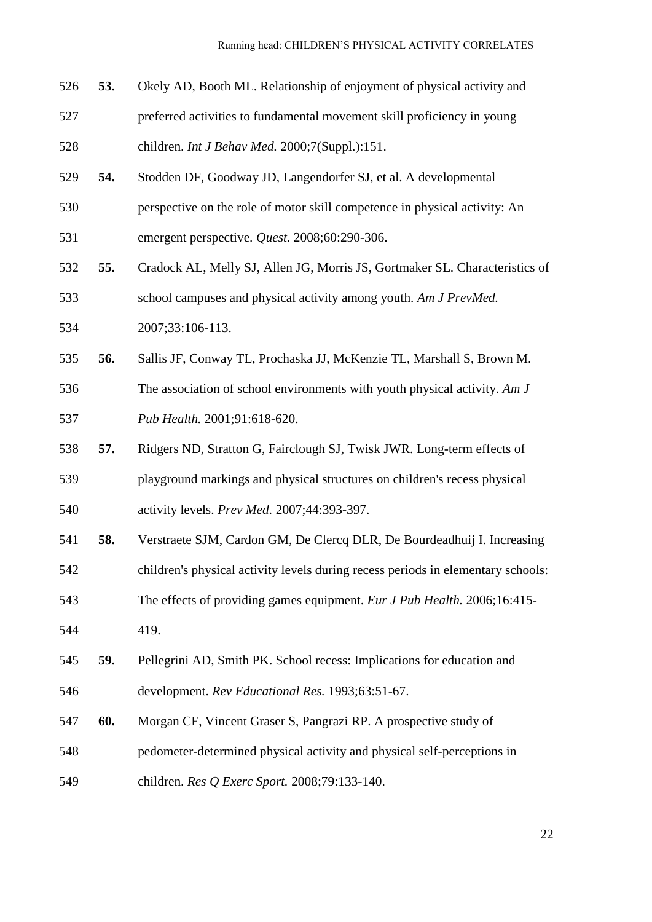**53.** Okely AD, Booth ML. Relationship of enjoyment of physical activity and preferred activities to fundamental movement skill proficiency in young children. *Int J Behav Med.* 2000;7(Suppl.):151.

**54.** Stodden DF, Goodway JD, Langendorfer SJ, et al. A developmental perspective on the role of motor skill competence in physical activity: An emergent perspective. *Quest.* 2008;60:290-306.

**55.** Cradock AL, Melly SJ, Allen JG, Morris JS, Gortmaker SL. Characteristics of school campuses and physical activity among youth. *Am J PrevMed.* 2007;33:106-113.

**56.** Sallis JF, Conway TL, Prochaska JJ, McKenzie TL, Marshall S, Brown M. The association of school environments with youth physical activity. *Am J Pub Health.* 2001;91:618-620.

**57.** Ridgers ND, Stratton G, Fairclough SJ, Twisk JWR. Long-term effects of playground markings and physical structures on children's recess physical activity levels. *Prev Med.* 2007;44:393-397.

**58.** Verstraete SJM, Cardon GM, De Clercq DLR, De Bourdeadhuij I. Increasing children's physical activity levels during recess periods in elementary schools: The effects of providing games equipment. *Eur J Pub Health.* 2006;16:415-419.

**59.** Pellegrini AD, Smith PK. School recess: Implications for education and development. *Rev Educational Res.* 1993;63:51-67.

**60.** Morgan CF, Vincent Graser S, Pangrazi RP. A prospective study of pedometer-determined physical activity and physical self-perceptions in children. *Res Q Exerc Sport.* 2008;79:133-140.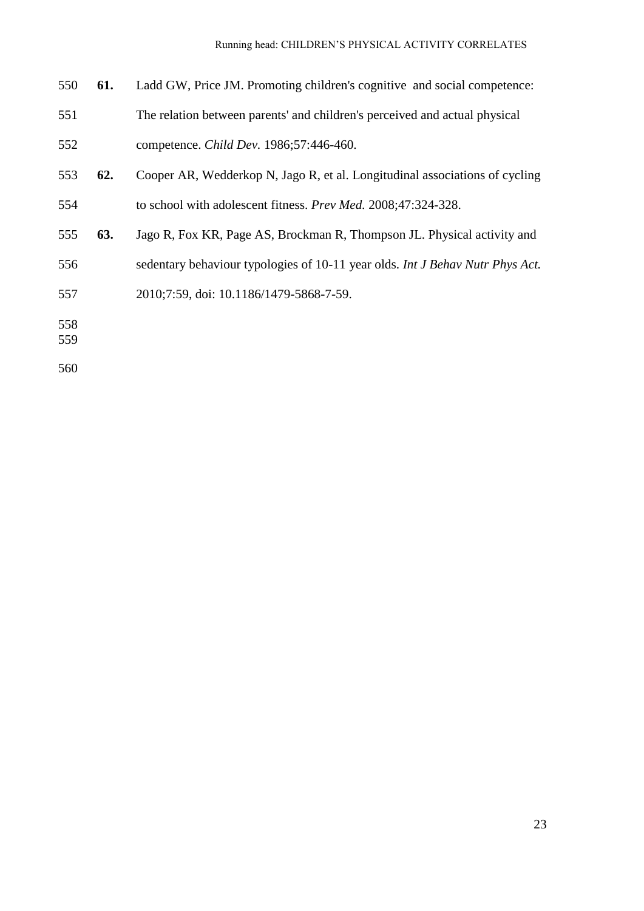**61.** Ladd GW, Price JM. Promoting children's cognitive and social competence: The relation between parents' and children's perceived and actual physical competence. *Child Dev.* 1986;57:446-460.

**62.** Cooper AR, Wedderkop N, Jago R, et al. Longitudinal associations of cycling to school with adolescent fitness. *Prev Med.* 2008;47:324-328.

**63.** Jago R, Fox KR, Page AS, Brockman R, Thompson JL. Physical activity and sedentary behaviour typologies of 10-11 year olds. *Int J Behav Nutr Phys Act.* 2010;7:59, doi: 10.1186/1479-5868-7-59.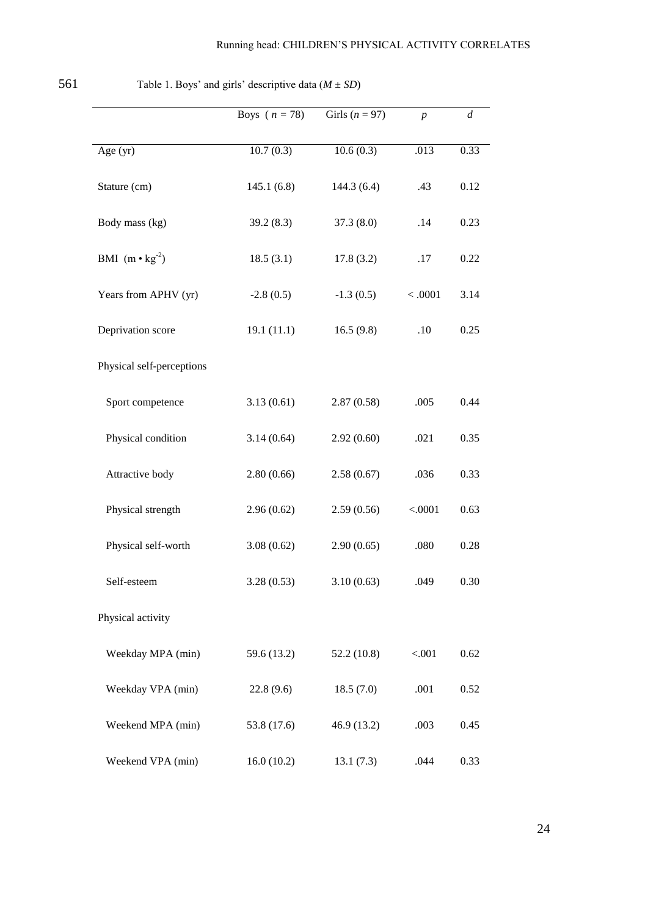561 Table 1. Boys' and girls' descriptive data ($M \pm SD$)

| | Boys ( $n$ = 78) | Girls ($n$ = 97) | $p$ | $d$ |
|---|---|---|---|---|
| Age (yr) | 10.7 (0.3) | 10.6 (0.3) | .013 | 0.33 |
| Stature (cm) | 145.1 (6.8) | 144.3 (6.4) | .43 | 0.12 |
| Body mass (kg) | 39.2 (8.3) | 37.3 (8.0) | .14 | 0.23 |
| BMI ($m \bullet kg^{-2}$) | 18.5 (3.1) | 17.8 (3.2) | .17 | 0.22 |
| Years from APHV (yr) | -2.8 (0.5) | -1.3 (0.5) | < .0001 | 3.14 |
| Deprivation score | 19.1 (11.1) | 16.5 (9.8) | .10 | 0.25 |
| Physical self-perceptions | | | | |
| Sport competence | 3.13 (0.61) | 2.87 (0.58) | .005 | 0.44 |
| Physical condition | 3.14 (0.64) | 2.92 (0.60) | .021 | 0.35 |
| Attractive body | 2.80 (0.66) | 2.58 (0.67) | .036 | 0.33 |
| Physical strength | 2.96 (0.62) | 2.59 (0.56) | <.0001 | 0.63 |
| Physical self-worth | 3.08 (0.62) | 2.90 (0.65) | .080 | 0.28 |
| Self-esteem | 3.28 (0.53) | 3.10 (0.63) | .049 | 0.30 |
| Physical activity | | | | |
| Weekday MPA (min) | 59.6 (13.2) | 52.2 (10.8) | <.001 | 0.62 |
| Weekday VPA (min) | 22.8 (9.6) | 18.5 (7.0) | .001 | 0.52 |
| Weekend MPA (min) | 53.8 (17.6) | 46.9 (13.2) | .003 | 0.45 |
| Weekend VPA (min) | 16.0 (10.2) | 13.1 (7.3) | .044 | 0.33 |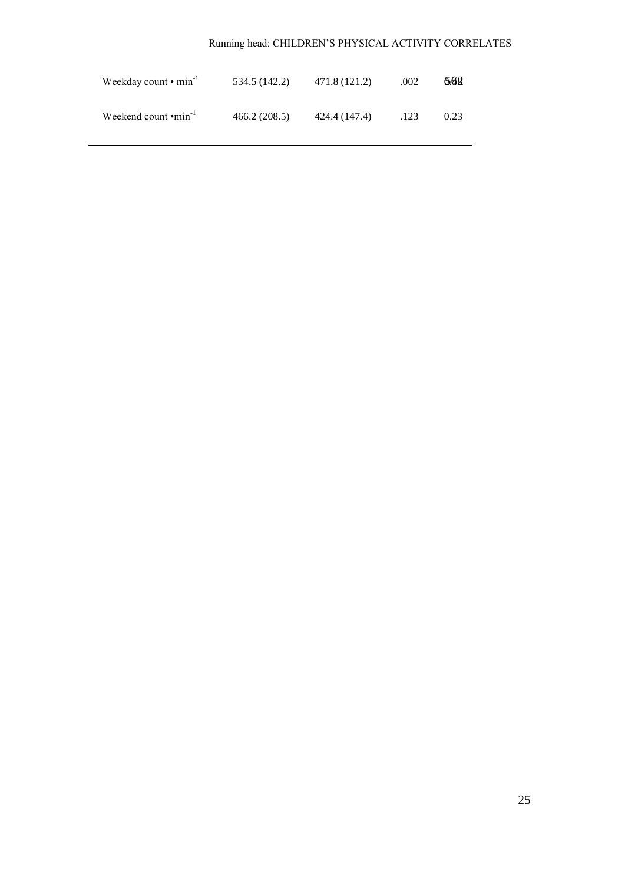| | | | | |
|---|---|---|---|---|
| Weekday count • $min^{-1}$ | 534.5 (142.2) | 471.8 (121.2) | .002 | 0.48 |
| Weekend count • $min^{-1}$ | 466.2 (208.5) | 424.4 (147.4) | .123 | 0.23 |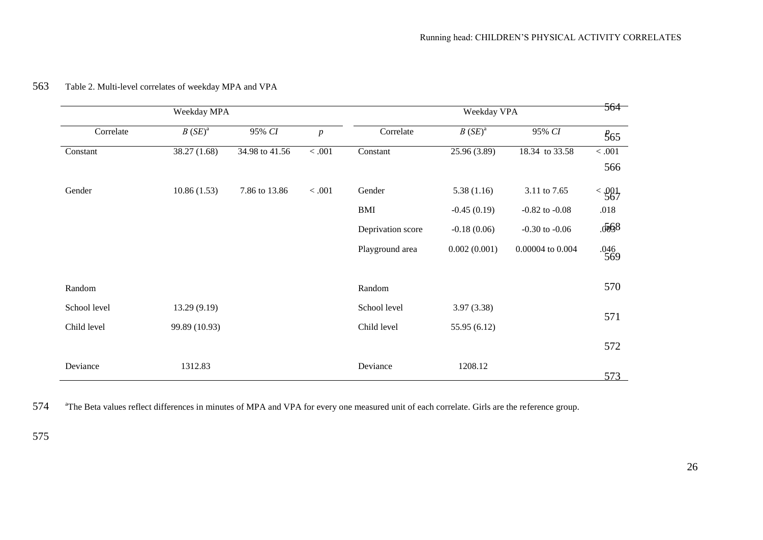Table 2. Multi-level correlates of weekday MPA and VPA

| Weekday MPA | | | | Weekday VPA | | | |
|---|---|---|---|---|---|---|---|
| Correlate | $B$ ($SE$)[a] | 95% $CI$ | $p$ | Correlate | $B$ ($SE$)[a] | 95% $CI$ | $p$ |
| Constant | 38.27 (1.68) | 34.98 to 41.56 | < .001 | Constant | 25.96 (3.89) | 18.34 to 33.58 | < .001 |
| Gender | 10.86 (1.53) | 7.86 to 13.86 | < .001 | Gender | 5.38 (1.16) | 3.11 to 7.65 | < .001 |
| | | | | BMI | -0.45 (0.19) | -0.82 to -0.08 | .018 |
| | | | | Deprivation score | -0.18 (0.06) | -0.30 to -0.06 | .003 |
| | | | | Playground area | 0.002 (0.001) | 0.00004 to 0.004 | .046 |
| Random | | | | Random | | | |
| School level | 13.29 (9.19) | | | School level | 3.97 (3.38) | | |
| Child level | 99.89 (10.93) | | | Child level | 55.95 (6.12) | | |
| Deviance | 1312.83 | | | Deviance | 1208.12 | | |

[a]The Beta values reflect differences in minutes of MPA and VPA for every one measured unit of each correlate. Girls are the reference group.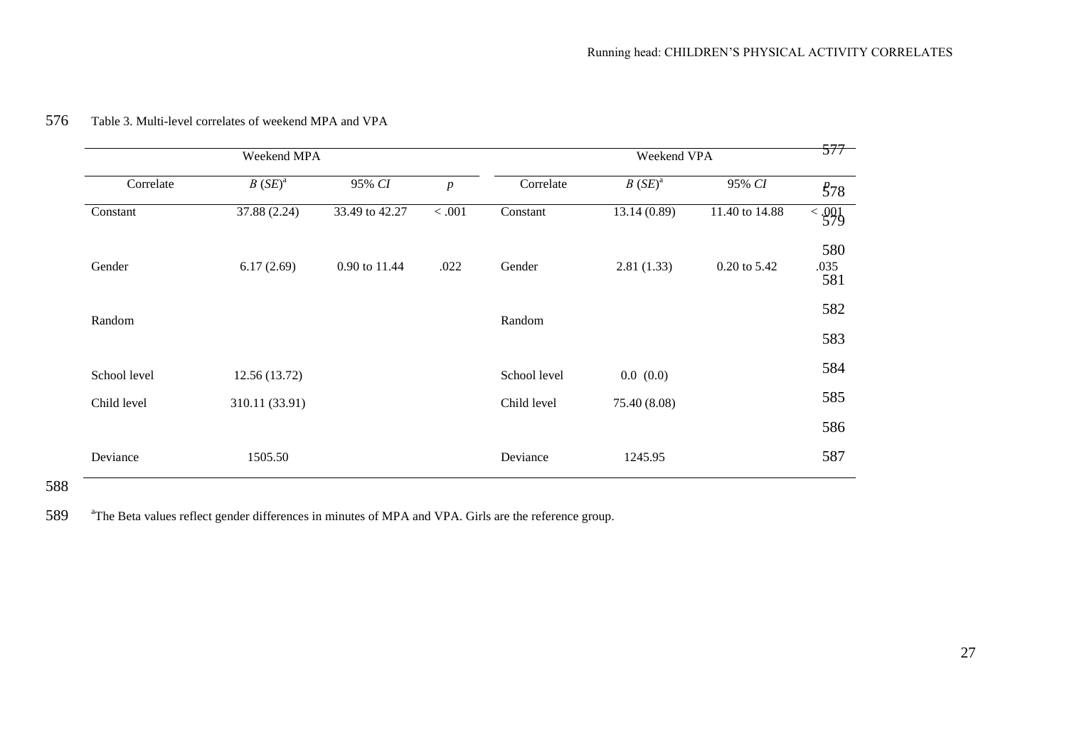Table 3. Multi-level correlates of weekend MPA and VPA

| Weekend MPA | | | | Weekend VPA | | | |
|---|---|---|---|---|---|---|---|
| Correlate | $B$ ($SE$)[a] | 95% $CI$ | $p$ | Correlate | $B$ ($SE$)[a] | 95% $CI$ | $p$ |
| Constant | 37.88 (2.24) | 33.49 to 42.27 | < .001 | Constant | 13.14 (0.89) | 11.40 to 14.88 | < .001 |
| Gender | 6.17 (2.69) | 0.90 to 11.44 | .022 | Gender | 2.81 (1.33) | 0.20 to 5.42 | .035 |
| Random | | | | Random | | | |
| School level | 12.56 (13.72) | | | School level | 0.0 (0.0) | | |
| Child level | 310.11 (33.91) | | | Child level | 75.40 (8.08) | | |
| Deviance | 1505.50 | | | Deviance | 1245.95 | | |

[a]The Beta values reflect gender differences in minutes of MPA and VPA. Girls are the reference group.